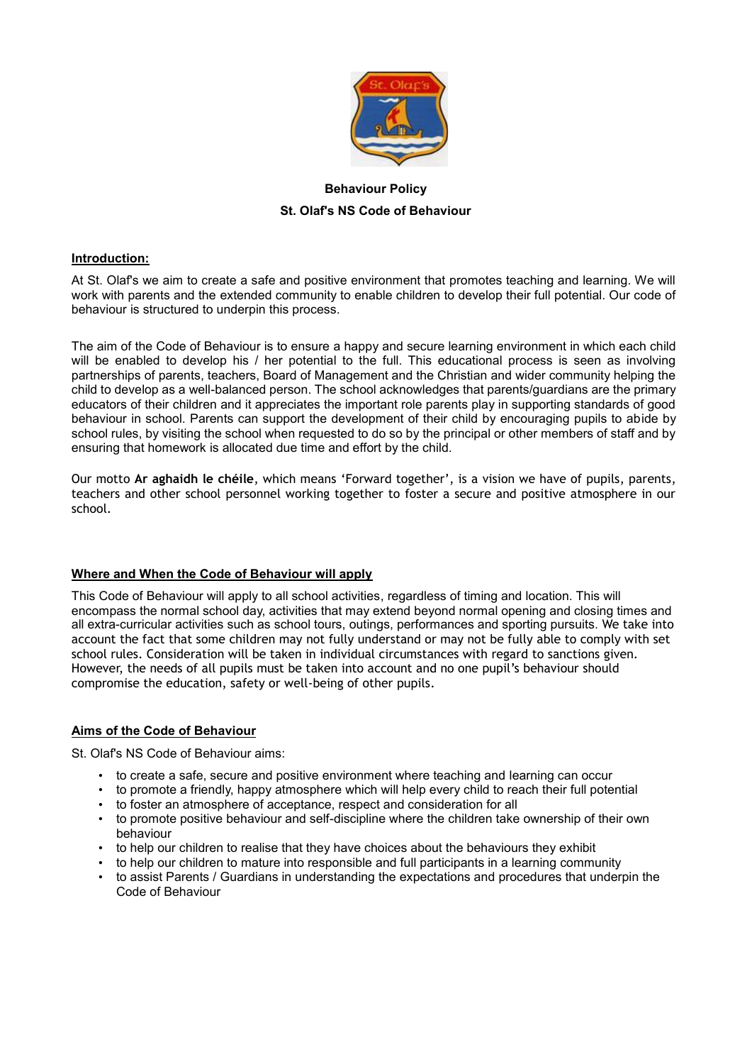**Behaviour Policy**

**St. Olaf's NS Code of Behaviour**

## Introduction:

At St. Olaf's we aim to create a safe and positive environment that promotes teaching and learning. We will work with parents and the extended community to enable children to develop their full potential. Our code of behaviour is structured to underpin this process.

The aim of the Code of Behaviour is to ensure a happy and secure learning environment in which each child will be enabled to develop his / her potential to the full. This educational process is seen as involving partnerships of parents, teachers, Board of Management and the Christian and wider community helping the child to develop as a well-balanced person. The school acknowledges that parents/guardians are the primary educators of their children and it appreciates the important role parents play in supporting standards of good behaviour in school. Parents can support the development of their child by encouraging pupils to abide by school rules, by visiting the school when requested to do so by the principal or other members of staff and by ensuring that homework is allocated due time and effort by the child.

Our motto **Ar aghaidh le chéile**, which means 'Forward together', is a vision we have of pupils, parents, teachers and other school personnel working together to foster a secure and positive atmosphere in our school.

## Where and When the Code of Behaviour will apply

This Code of Behaviour will apply to all school activities, regardless of timing and location. This will encompass the normal school day, activities that may extend beyond normal opening and closing times and all extra-curricular activities such as school tours, outings, performances and sporting pursuits. We take into account the fact that some children may not fully understand or may not be fully able to comply with set school rules. Consideration will be taken in individual circumstances with regard to sanctions given. However, the needs of all pupils must be taken into account and no one pupil's behaviour should compromise the education, safety or well-being of other pupils.

## Aims of the Code of Behaviour

St. Olaf's NS Code of Behaviour aims:

- to create a safe, secure and positive environment where teaching and learning can occur
- to promote a friendly, happy atmosphere which will help every child to reach their full potential
- to foster an atmosphere of acceptance, respect and consideration for all
- to promote positive behaviour and self-discipline where the children take ownership of their own behaviour
- to help our children to realise that they have choices about the behaviours they exhibit
- to help our children to mature into responsible and full participants in a learning community
- to assist Parents / Guardians in understanding the expectations and procedures that underpin the Code of Behaviour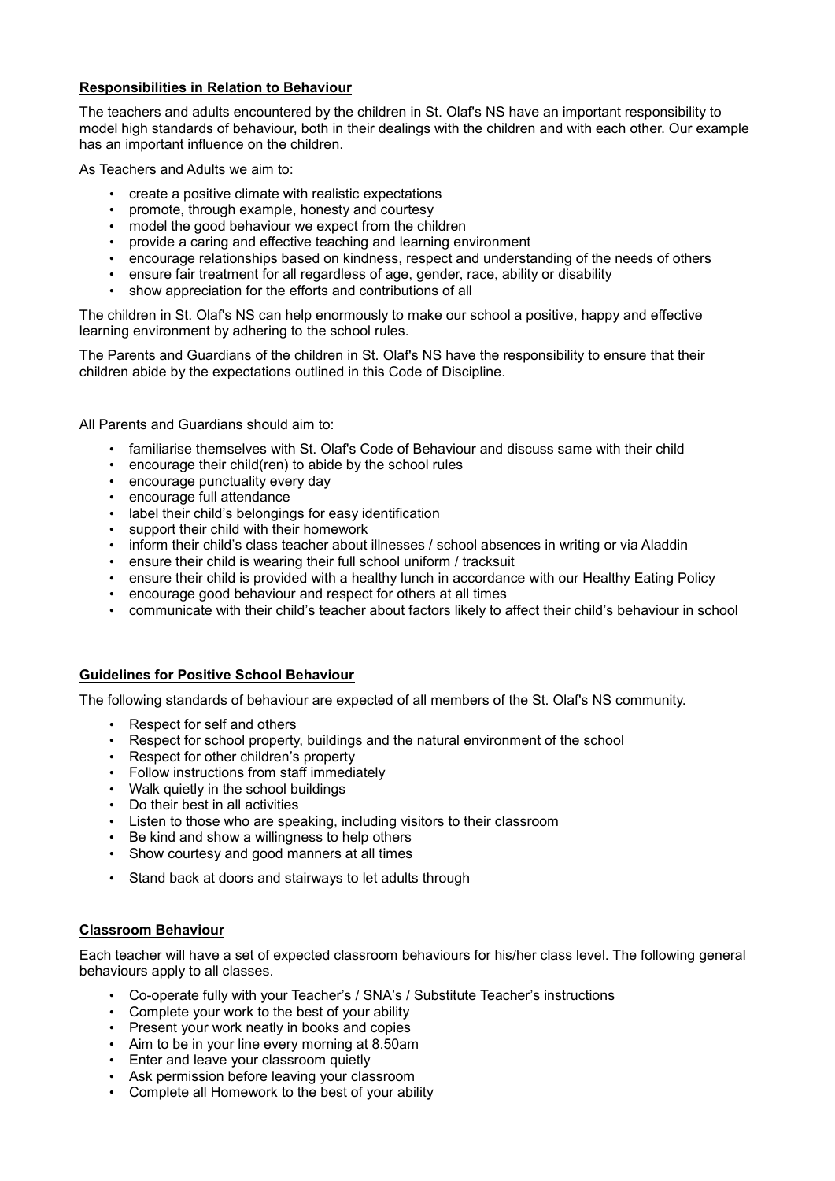## Responsibilities in Relation to Behaviour

The teachers and adults encountered by the children in St. Olaf's NS have an important responsibility to model high standards of behaviour, both in their dealings with the children and with each other. Our example has an important influence on the children.

As Teachers and Adults we aim to:

- create a positive climate with realistic expectations
- promote, through example, honesty and courtesy
- model the good behaviour we expect from the children
- provide a caring and effective teaching and learning environment
- encourage relationships based on kindness, respect and understanding of the needs of others
- ensure fair treatment for all regardless of age, gender, race, ability or disability
- show appreciation for the efforts and contributions of all

The children in St. Olaf's NS can help enormously to make our school a positive, happy and effective learning environment by adhering to the school rules.

The Parents and Guardians of the children in St. Olaf's NS have the responsibility to ensure that their children abide by the expectations outlined in this Code of Discipline.

All Parents and Guardians should aim to:

- familiarise themselves with St. Olaf's Code of Behaviour and discuss same with their child
- encourage their child(ren) to abide by the school rules
- encourage punctuality every day
- encourage full attendance
- label their child's belongings for easy identification
- support their child with their homework
- inform their child's class teacher about illnesses / school absences in writing or via Aladdin
- ensure their child is wearing their full school uniform / tracksuit
- ensure their child is provided with a healthy lunch in accordance with our Healthy Eating Policy
- encourage good behaviour and respect for others at all times
- communicate with their child's teacher about factors likely to affect their child's behaviour in school

## Guidelines for Positive School Behaviour

The following standards of behaviour are expected of all members of the St. Olaf's NS community.

- Respect for self and others
- Respect for school property, buildings and the natural environment of the school
- Respect for other children's property
- Follow instructions from staff immediately
- Walk quietly in the school buildings
- Do their best in all activities
- Listen to those who are speaking, including visitors to their classroom
- Be kind and show a willingness to help others
- Show courtesy and good manners at all times
- Stand back at doors and stairways to let adults through

## Classroom Behaviour

Each teacher will have a set of expected classroom behaviours for his/her class level. The following general behaviours apply to all classes.

- Co-operate fully with your Teacher's / SNA's / Substitute Teacher's instructions
- Complete your work to the best of your ability
- Present your work neatly in books and copies
- Aim to be in your line every morning at 8.50am
- Enter and leave your classroom quietly
- Ask permission before leaving your classroom
- Complete all Homework to the best of your ability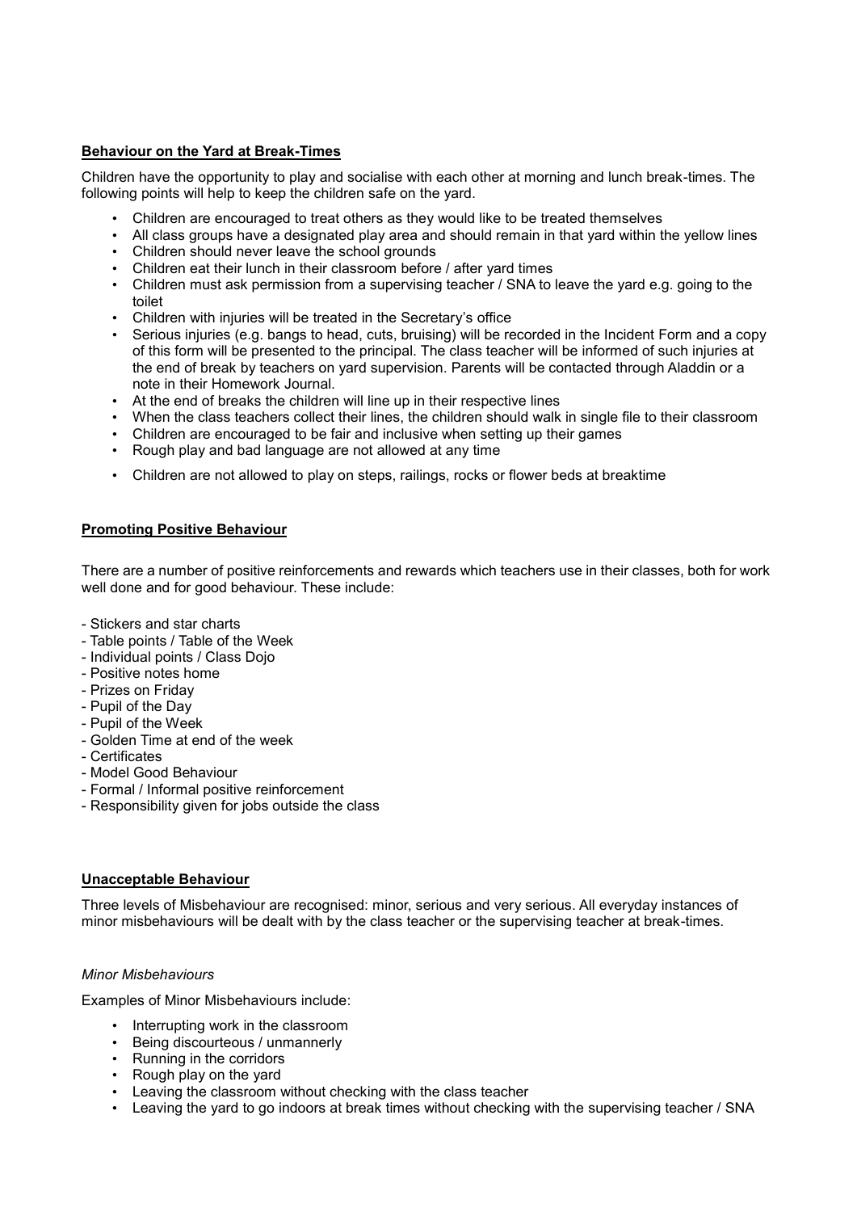## Behaviour on the Yard at Break-Times

Children have the opportunity to play and socialise with each other at morning and lunch break-times. The following points will help to keep the children safe on the yard.

- Children are encouraged to treat others as they would like to be treated themselves
- All class groups have a designated play area and should remain in that yard within the yellow lines
- Children should never leave the school grounds
- Children eat their lunch in their classroom before / after yard times
- Children must ask permission from a supervising teacher / SNA to leave the yard e.g. going to the toilet
- Children with injuries will be treated in the Secretary's office
- Serious injuries (e.g. bangs to head, cuts, bruising) will be recorded in the Incident Form and a copy of this form will be presented to the principal. The class teacher will be informed of such injuries at the end of break by teachers on yard supervision. Parents will be contacted through Aladdin or a note in their Homework Journal.
- At the end of breaks the children will line up in their respective lines
- When the class teachers collect their lines, the children should walk in single file to their classroom
- Children are encouraged to be fair and inclusive when setting up their games
- Rough play and bad language are not allowed at any time
- Children are not allowed to play on steps, railings, rocks or flower beds at breaktime

## Promoting Positive Behaviour

There are a number of positive reinforcements and rewards which teachers use in their classes, both for work well done and for good behaviour. These include:

- Stickers and star charts
- Table points / Table of the Week
- Individual points / Class Dojo
- Positive notes home
- Prizes on Friday
- Pupil of the Day
- Pupil of the Week
- Golden Time at end of the week
- Certificates
- Model Good Behaviour
- Formal / Informal positive reinforcement
- Responsibility given for jobs outside the class

## Unacceptable Behaviour

Three levels of Misbehaviour are recognised: minor, serious and very serious. All everyday instances of minor misbehaviours will be dealt with by the class teacher or the supervising teacher at break-times.

*Minor Misbehaviours*

Examples of Minor Misbehaviours include:

- Interrupting work in the classroom
- Being discourteous / unmannerly
- Running in the corridors
- Rough play on the yard
- Leaving the classroom without checking with the class teacher
- Leaving the yard to go indoors at break times without checking with the supervising teacher / SNA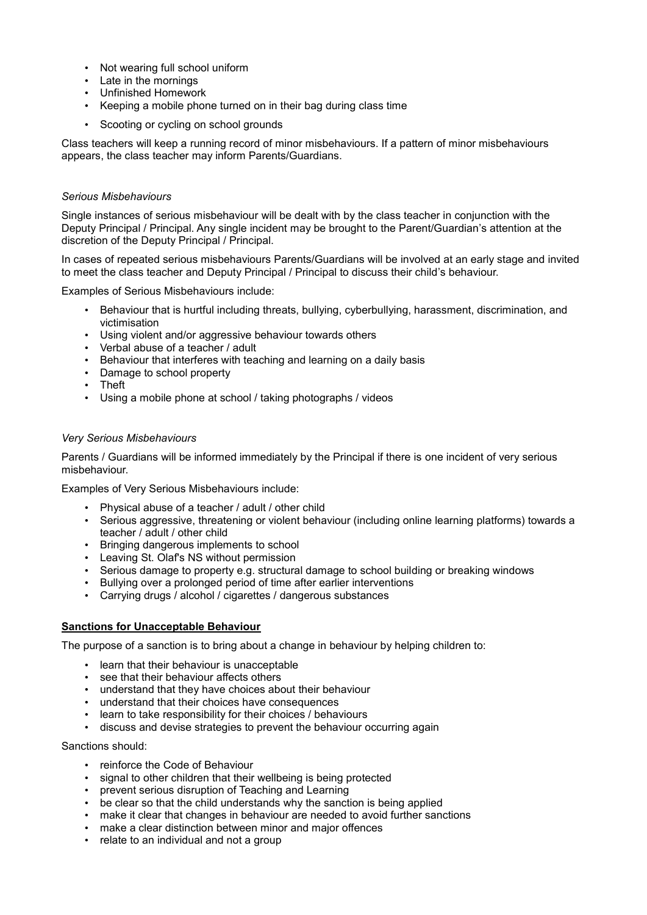- Not wearing full school uniform
- Late in the mornings
- Unfinished Homework
- Keeping a mobile phone turned on in their bag during class time
- Scooting or cycling on school grounds

Class teachers will keep a running record of minor misbehaviours. If a pattern of minor misbehaviours appears, the class teacher may inform Parents/Guardians.

*Serious Misbehaviours*

Single instances of serious misbehaviour will be dealt with by the class teacher in conjunction with the Deputy Principal / Principal. Any single incident may be brought to the Parent/Guardian's attention at the discretion of the Deputy Principal / Principal.

In cases of repeated serious misbehaviours Parents/Guardians will be involved at an early stage and invited to meet the class teacher and Deputy Principal / Principal to discuss their child's behaviour.

Examples of Serious Misbehaviours include:

- Behaviour that is hurtful including threats, bullying, cyberbullying, harassment, discrimination, and victimisation
- Using violent and/or aggressive behaviour towards others
- Verbal abuse of a teacher / adult
- Behaviour that interferes with teaching and learning on a daily basis
- Damage to school property
- Theft
- Using a mobile phone at school / taking photographs / videos

*Very Serious Misbehaviours*

Parents / Guardians will be informed immediately by the Principal if there is one incident of very serious misbehaviour.

Examples of Very Serious Misbehaviours include:

- Physical abuse of a teacher / adult / other child
- Serious aggressive, threatening or violent behaviour (including online learning platforms) towards a teacher / adult / other child
- Bringing dangerous implements to school
- Leaving St. Olaf's NS without permission
- Serious damage to property e.g. structural damage to school building or breaking windows
- Bullying over a prolonged period of time after earlier interventions
- Carrying drugs / alcohol / cigarettes / dangerous substances

**Sanctions for Unacceptable Behaviour**

The purpose of a sanction is to bring about a change in behaviour by helping children to:

- learn that their behaviour is unacceptable
- see that their behaviour affects others
- understand that they have choices about their behaviour
- understand that their choices have consequences
- learn to take responsibility for their choices / behaviours
- discuss and devise strategies to prevent the behaviour occurring again

Sanctions should:

- reinforce the Code of Behaviour
- signal to other children that their wellbeing is being protected
- prevent serious disruption of Teaching and Learning
- be clear so that the child understands why the sanction is being applied
- make it clear that changes in behaviour are needed to avoid further sanctions
- make a clear distinction between minor and major offences
- relate to an individual and not a group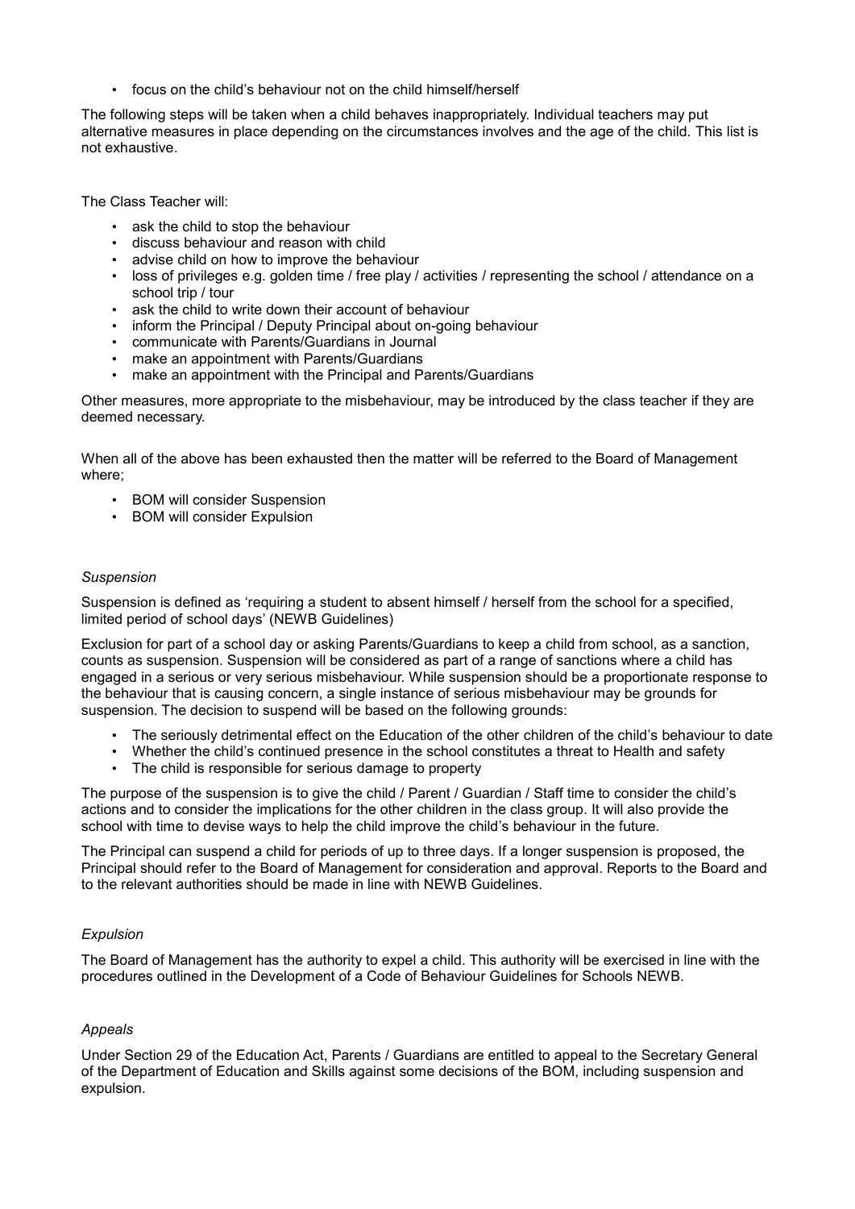- focus on the child's behaviour not on the child himself/herself

The following steps will be taken when a child behaves inappropriately. Individual teachers may put alternative measures in place depending on the circumstances involves and the age of the child. This list is not exhaustive.

The Class Teacher will:

- ask the child to stop the behaviour
- discuss behaviour and reason with child
- advise child on how to improve the behaviour
- loss of privileges e.g. golden time / free play / activities / representing the school / attendance on a school trip / tour
- ask the child to write down their account of behaviour
- inform the Principal / Deputy Principal about on-going behaviour
- communicate with Parents/Guardians in Journal
- make an appointment with Parents/Guardians
- make an appointment with the Principal and Parents/Guardians

Other measures, more appropriate to the misbehaviour, may be introduced by the class teacher if they are deemed necessary.

When all of the above has been exhausted then the matter will be referred to the Board of Management where;

- BOM will consider Suspension
- BOM will consider Expulsion

*Suspension*

Suspension is defined as 'requiring a student to absent himself / herself from the school for a specified, limited period of school days' (NEWB Guidelines)

Exclusion for part of a school day or asking Parents/Guardians to keep a child from school, as a sanction, counts as suspension. Suspension will be considered as part of a range of sanctions where a child has engaged in a serious or very serious misbehaviour. While suspension should be a proportionate response to the behaviour that is causing concern, a single instance of serious misbehaviour may be grounds for suspension. The decision to suspend will be based on the following grounds:

- The seriously detrimental effect on the Education of the other children of the child's behaviour to date
- Whether the child's continued presence in the school constitutes a threat to Health and safety
- The child is responsible for serious damage to property

The purpose of the suspension is to give the child / Parent / Guardian / Staff time to consider the child's actions and to consider the implications for the other children in the class group. It will also provide the school with time to devise ways to help the child improve the child's behaviour in the future.

The Principal can suspend a child for periods of up to three days. If a longer suspension is proposed, the Principal should refer to the Board of Management for consideration and approval. Reports to the Board and to the relevant authorities should be made in line with NEWB Guidelines.

*Expulsion*

The Board of Management has the authority to expel a child. This authority will be exercised in line with the procedures outlined in the Development of a Code of Behaviour Guidelines for Schools NEWB.

*Appeals*

Under Section 29 of the Education Act, Parents / Guardians are entitled to appeal to the Secretary General of the Department of Education and Skills against some decisions of the BOM, including suspension and expulsion.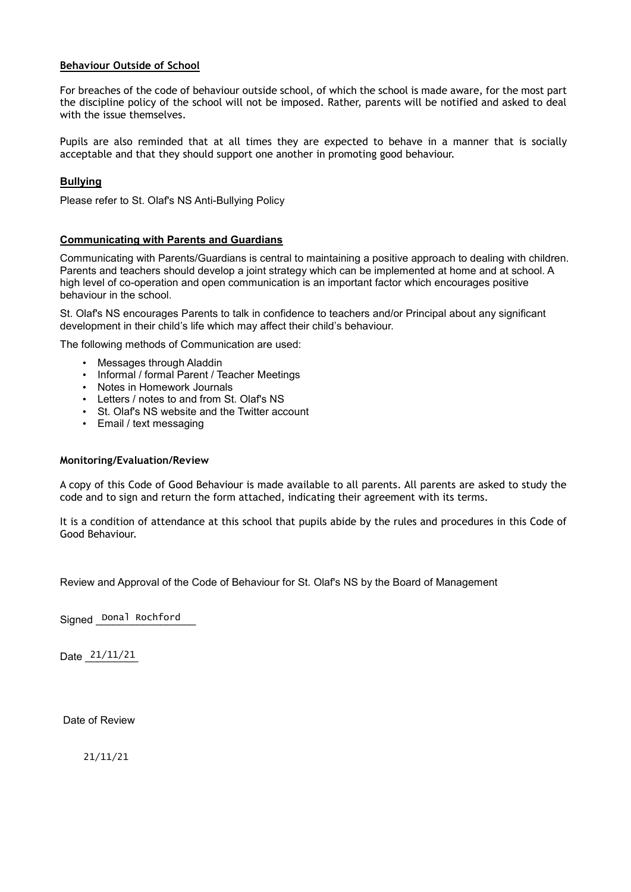**Behaviour Outside of School**

For breaches of the code of behaviour outside school, of which the school is made aware, for the most part the discipline policy of the school will not be imposed. Rather, parents will be notified and asked to deal with the issue themselves.

Pupils are also reminded that at all times they are expected to behave in a manner that is socially acceptable and that they should support one another in promoting good behaviour.

**Bullying**

Please refer to St. Olaf's NS Anti-Bullying Policy

**Communicating with Parents and Guardians**

Communicating with Parents/Guardians is central to maintaining a positive approach to dealing with children. Parents and teachers should develop a joint strategy which can be implemented at home and at school. A high level of co-operation and open communication is an important factor which encourages positive behaviour in the school.

St. Olaf's NS encourages Parents to talk in confidence to teachers and/or Principal about any significant development in their child's life which may affect their child's behaviour.

The following methods of Communication are used:

- Messages through Aladdin
- Informal / formal Parent / Teacher Meetings
- Notes in Homework Journals
- Letters / notes to and from St. Olaf's NS
- St. Olaf's NS website and the Twitter account
- Email / text messaging

**Monitoring/Evaluation/Review**

A copy of this Code of Good Behaviour is made available to all parents. All parents are asked to study the code and to sign and return the form attached, indicating their agreement with its terms.

It is a condition of attendance at this school that pupils abide by the rules and procedures in this Code of Good Behaviour.

Review and Approval of the Code of Behaviour for St. Olaf's NS by the Board of Management

Signed Donal Rochford

Date 21/11/21

Date of Review

21/11/21